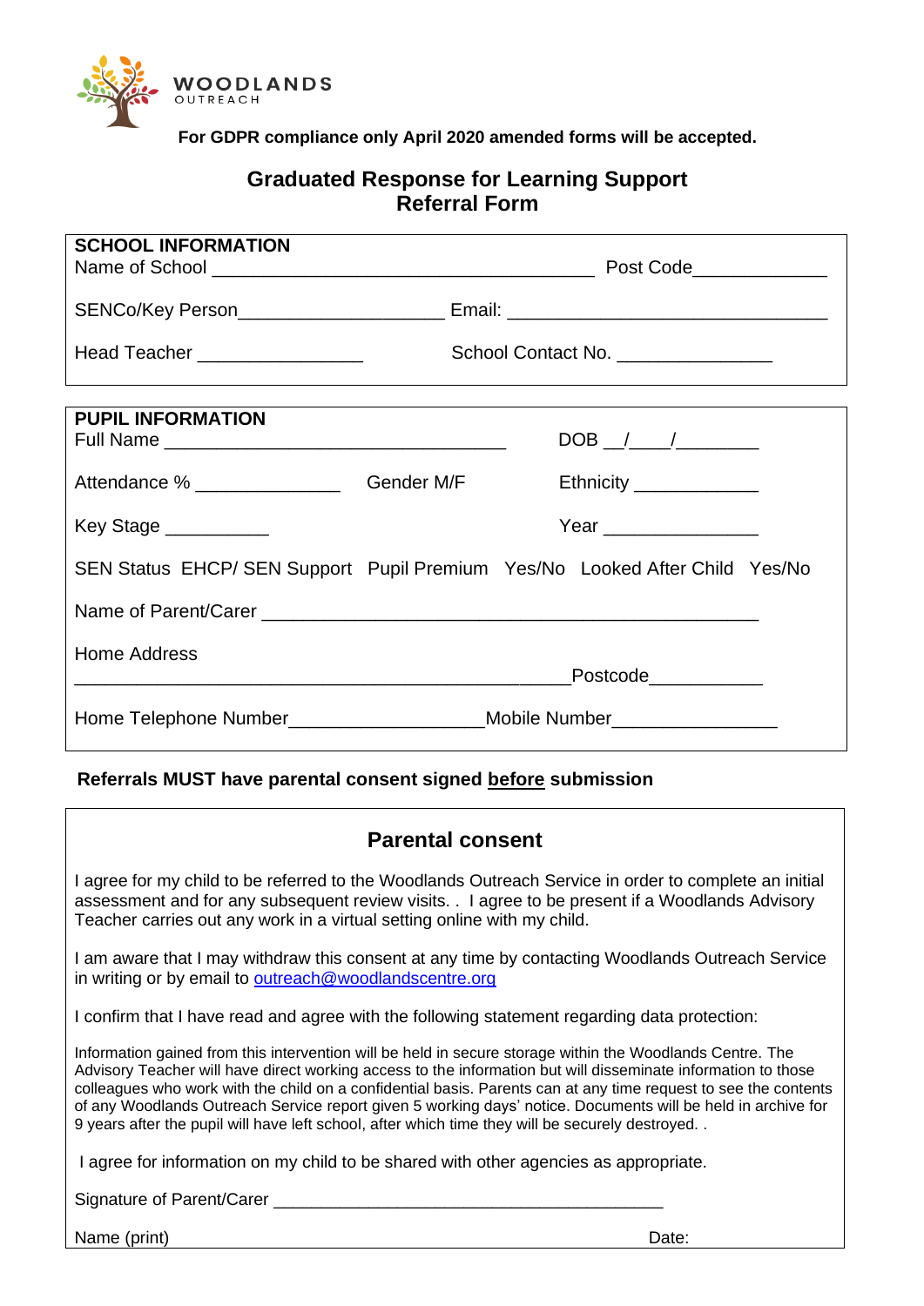**WOODLANDS**
OUTREACH

**For GDPR compliance only April 2020 amended forms will be accepted.**

## Graduated Response for Learning Support
## Referral Form

**SCHOOL INFORMATION**

Name of School ________________________________________ Post Code_____________

SENCo/Key Person____________________ Email: ________________________________

Head Teacher ________________ School Contact No. _______________

**PUPIL INFORMATION**

Full Name ________________________________ DOB __/____/________

Attendance % ______________ Gender M/F Ethnicity ____________

Key Stage __________ Year _______________

SEN Status EHCP/ SEN Support Pupil Premium Yes/No Looked After Child Yes/No

Name of Parent/Carer _______________________________________________

Home Address
_______________________________________________Postcode___________

Home Telephone Number___________________Mobile Number________________

**Referrals MUST have parental consent signed before submission**

### Parental consent

I agree for my child to be referred to the Woodlands Outreach Service in order to complete an initial assessment and for any subsequent review visits. . I agree to be present if a Woodlands Advisory Teacher carries out any work in a virtual setting online with my child.

I am aware that I may withdraw this consent at any time by contacting Woodlands Outreach Service in writing or by email to outreach@woodlandscentre.org

I confirm that I have read and agree with the following statement regarding data protection:

Information gained from this intervention will be held in secure storage within the Woodlands Centre. The Advisory Teacher will have direct working access to the information but will disseminate information to those colleagues who work with the child on a confidential basis. Parents can at any time request to see the contents of any Woodlands Outreach Service report given 5 working days' notice. Documents will be held in archive for 9 years after the pupil will have left school, after which time they will be securely destroyed. .

I agree for information on my child to be shared with other agencies as appropriate.

Signature of Parent/Carer ________________________________________

Name (print) Date: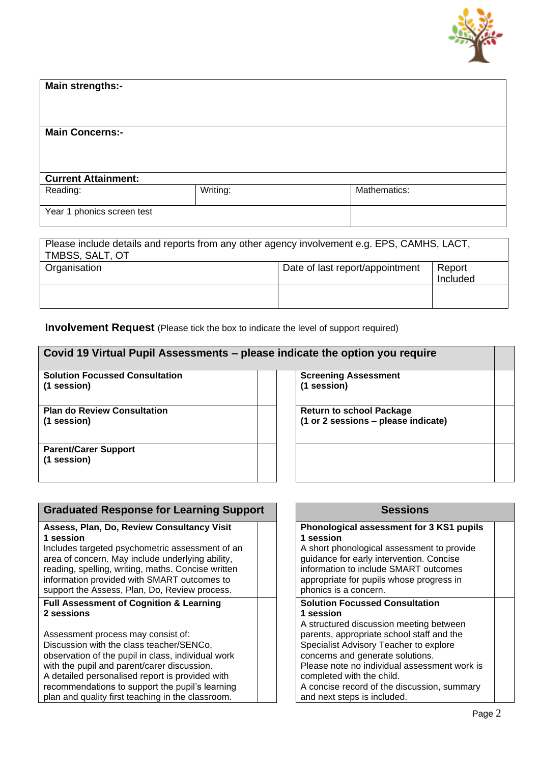| **Main strengths:-** | | |
|---|---|---|
| **Main Concerns:-** | | |
| **Current Attainment:** | | |
| Reading: | Writing: | Mathematics: |
| Year 1 phonics screen test | | |

| Please include details and reports from any other agency involvement e.g. EPS, CAMHS, LACT, TMBSS, SALT, OT | | |
|---|---|---|
| Organisation | Date of last report/appointment | Report Included |
| | | |

**Involvement Request** (Please tick the box to indicate the level of support required)

| **Covid 19 Virtual Pupil Assessments – please indicate the option you require** | | | |
|---|---|---|---|
| **Solution Focussed Consultation (1 session)** | | **Screening Assessment (1 session)** | |
| **Plan do Review Consultation (1 session)** | | **Return to school Package (1 or 2 sessions – please indicate)** | |
| **Parent/Carer Support (1 session)** | | | |

| **Graduated Response for Learning Support** | |
|---|---|
| **Assess, Plan, Do, Review Consultancy Visit**<br>**1 session**<br>Includes targeted psychometric assessment of an area of concern. May include underlying ability, reading, spelling, writing, maths. Concise written information provided with SMART outcomes to support the Assess, Plan, Do, Review process. | |
| **Full Assessment of Cognition & Learning**<br>**2 sessions**<br><br>Assessment process may consist of:<br>Discussion with the class teacher/SENCo, observation of the pupil in class, individual work with the pupil and parent/carer discussion.<br>A detailed personalised report is provided with recommendations to support the pupil's learning plan and quality first teaching in the classroom. | |

| **Sessions** | |
|---|---|
| **Phonological assessment for 3 KS1 pupils**<br>**1 session**<br>A short phonological assessment to provide guidance for early intervention. Concise information to include SMART outcomes appropriate for pupils whose progress in phonics is a concern. | |
| **Solution Focussed Consultation**<br>**1 session**<br>A structured discussion meeting between parents, appropriate school staff and the Specialist Advisory Teacher to explore concerns and generate solutions.<br>Please note no individual assessment work is completed with the child.<br>A concise record of the discussion, summary and next steps is included. | |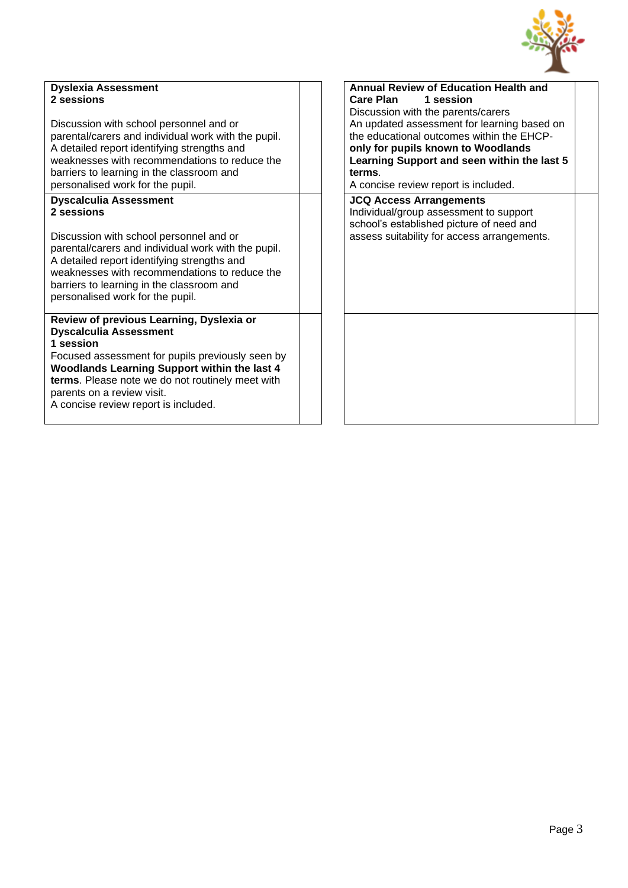| | |
|---|---|
| **Dyslexia Assessment**<br>**2 sessions**<br><br>Discussion with school personnel and or parental/carers and individual work with the pupil. A detailed report identifying strengths and weaknesses with recommendations to reduce the barriers to learning in the classroom and personalised work for the pupil. | |
| **Dyscalculia Assessment**<br>**2 sessions**<br><br>Discussion with school personnel and or parental/carers and individual work with the pupil. A detailed report identifying strengths and weaknesses with recommendations to reduce the barriers to learning in the classroom and personalised work for the pupil. | |
| **Review of previous Learning, Dyslexia or Dyscalculia Assessment**<br>**1 session**<br>Focused assessment for pupils previously seen by **Woodlands Learning Support within the last 4 terms**. Please note we do not routinely meet with parents on a review visit.<br>A concise review report is included. | |

| | |
|---|---|
| **Annual Review of Education Health and Care Plan 1 session**<br>Discussion with the parents/carers<br>An updated assessment for learning based on the educational outcomes within the EHCP- **only for pupils known to Woodlands Learning Support and seen within the last 5 terms**.<br>A concise review report is included. | |
| **JCQ Access Arrangements**<br>Individual/group assessment to support school's established picture of need and assess suitability for access arrangements. | |
| | |